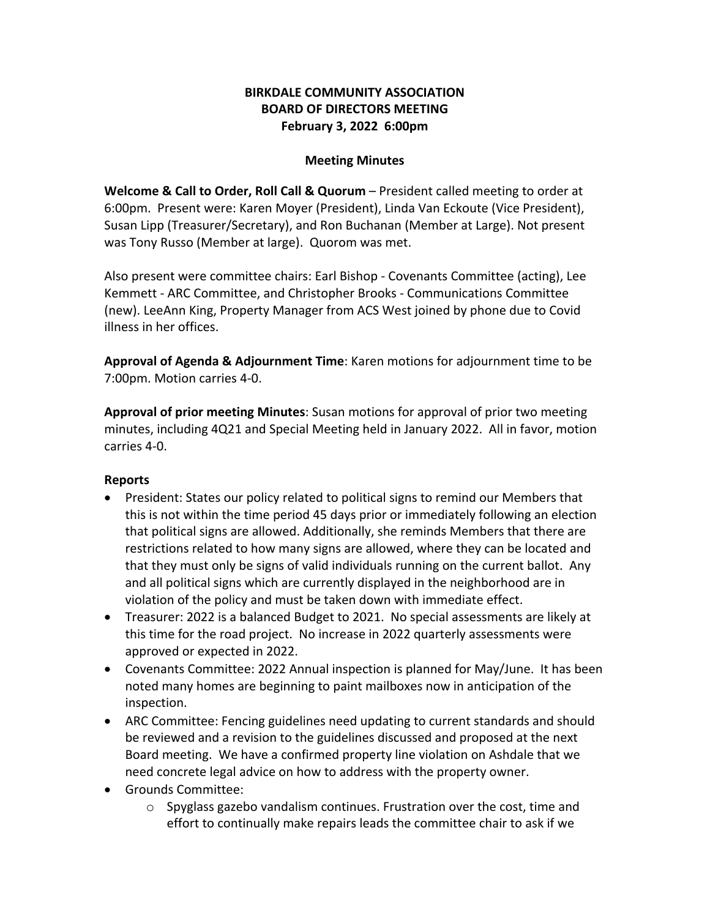**BIRKDALE COMMUNITY ASSOCIATION**
**BOARD OF DIRECTORS MEETING**
**February 3, 2022 6:00pm**

**Meeting Minutes**

**Welcome & Call to Order, Roll Call & Quorum** – President called meeting to order at 6:00pm. Present were: Karen Moyer (President), Linda Van Eckoute (Vice President), Susan Lipp (Treasurer/Secretary), and Ron Buchanan (Member at Large). Not present was Tony Russo (Member at large). Quorum was met.

Also present were committee chairs: Earl Bishop - Covenants Committee (acting), Lee Kemmett - ARC Committee, and Christopher Brooks - Communications Committee (new). LeeAnn King, Property Manager from ACS West joined by phone due to Covid illness in her offices.

**Approval of Agenda & Adjournment Time**: Karen motions for adjournment time to be 7:00pm. Motion carries 4-0.

**Approval of prior meeting Minutes**: Susan motions for approval of prior two meeting minutes, including 4Q21 and Special Meeting held in January 2022. All in favor, motion carries 4-0.

**Reports**

- President: States our policy related to political signs to remind our Members that this is not within the time period 45 days prior or immediately following an election that political signs are allowed. Additionally, she reminds Members that there are restrictions related to how many signs are allowed, where they can be located and that they must only be signs of valid individuals running on the current ballot. Any and all political signs which are currently displayed in the neighborhood are in violation of the policy and must be taken down with immediate effect.
- Treasurer: 2022 is a balanced Budget to 2021. No special assessments are likely at this time for the road project. No increase in 2022 quarterly assessments were approved or expected in 2022.
- Covenants Committee: 2022 Annual inspection is planned for May/June. It has been noted many homes are beginning to paint mailboxes now in anticipation of the inspection.
- ARC Committee: Fencing guidelines need updating to current standards and should be reviewed and a revision to the guidelines discussed and proposed at the next Board meeting. We have a confirmed property line violation on Ashdale that we need concrete legal advice on how to address with the property owner.
- Grounds Committee:
  - Spyglass gazebo vandalism continues. Frustration over the cost, time and effort to continually make repairs leads the committee chair to ask if we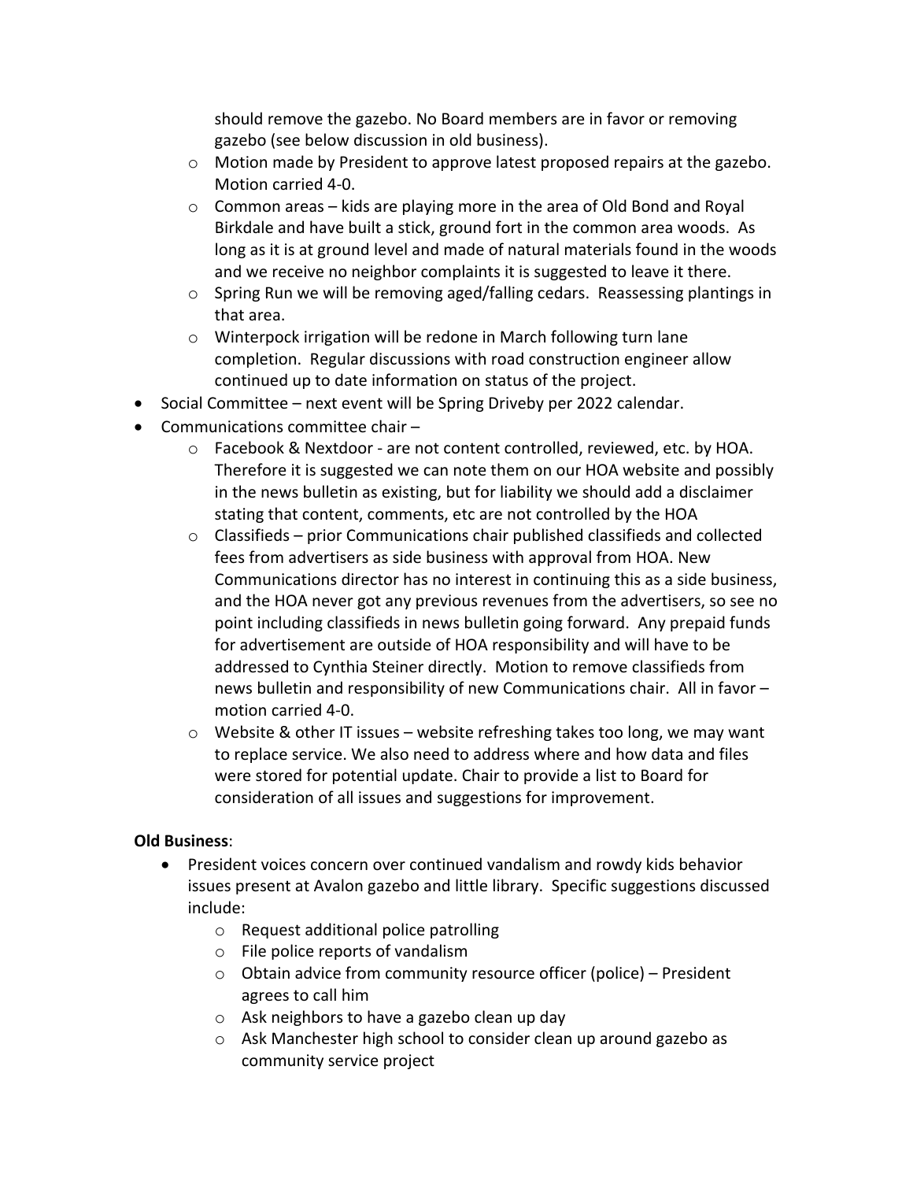- should remove the gazebo. No Board members are in favor or removing gazebo (see below discussion in old business).
    - Motion made by President to approve latest proposed repairs at the gazebo. Motion carried 4-0.
    - Common areas – kids are playing more in the area of Old Bond and Royal Birkdale and have built a stick, ground fort in the common area woods. As long as it is at ground level and made of natural materials found in the woods and we receive no neighbor complaints it is suggested to leave it there.
    - Spring Run we will be removing aged/falling cedars. Reassessing plantings in that area.
    - Winterpock irrigation will be redone in March following turn lane completion. Regular discussions with road construction engineer allow continued up to date information on status of the project.
- Social Committee – next event will be Spring Driveby per 2022 calendar.
- Communications committee chair –
    - Facebook & Nextdoor - are not content controlled, reviewed, etc. by HOA. Therefore it is suggested we can note them on our HOA website and possibly in the news bulletin as existing, but for liability we should add a disclaimer stating that content, comments, etc are not controlled by the HOA
    - Classifieds – prior Communications chair published classifieds and collected fees from advertisers as side business with approval from HOA. New Communications director has no interest in continuing this as a side business, and the HOA never got any previous revenues from the advertisers, so see no point including classifieds in news bulletin going forward. Any prepaid funds for advertisement are outside of HOA responsibility and will have to be addressed to Cynthia Steiner directly. Motion to remove classifieds from news bulletin and responsibility of new Communications chair. All in favor – motion carried 4-0.
    - Website & other IT issues – website refreshing takes too long, we may want to replace service. We also need to address where and how data and files were stored for potential update. Chair to provide a list to Board for consideration of all issues and suggestions for improvement.

**Old Business**:

- President voices concern over continued vandalism and rowdy kids behavior issues present at Avalon gazebo and little library. Specific suggestions discussed include:
    - Request additional police patrolling
    - File police reports of vandalism
    - Obtain advice from community resource officer (police) – President agrees to call him
    - Ask neighbors to have a gazebo clean up day
    - Ask Manchester high school to consider clean up around gazebo as community service project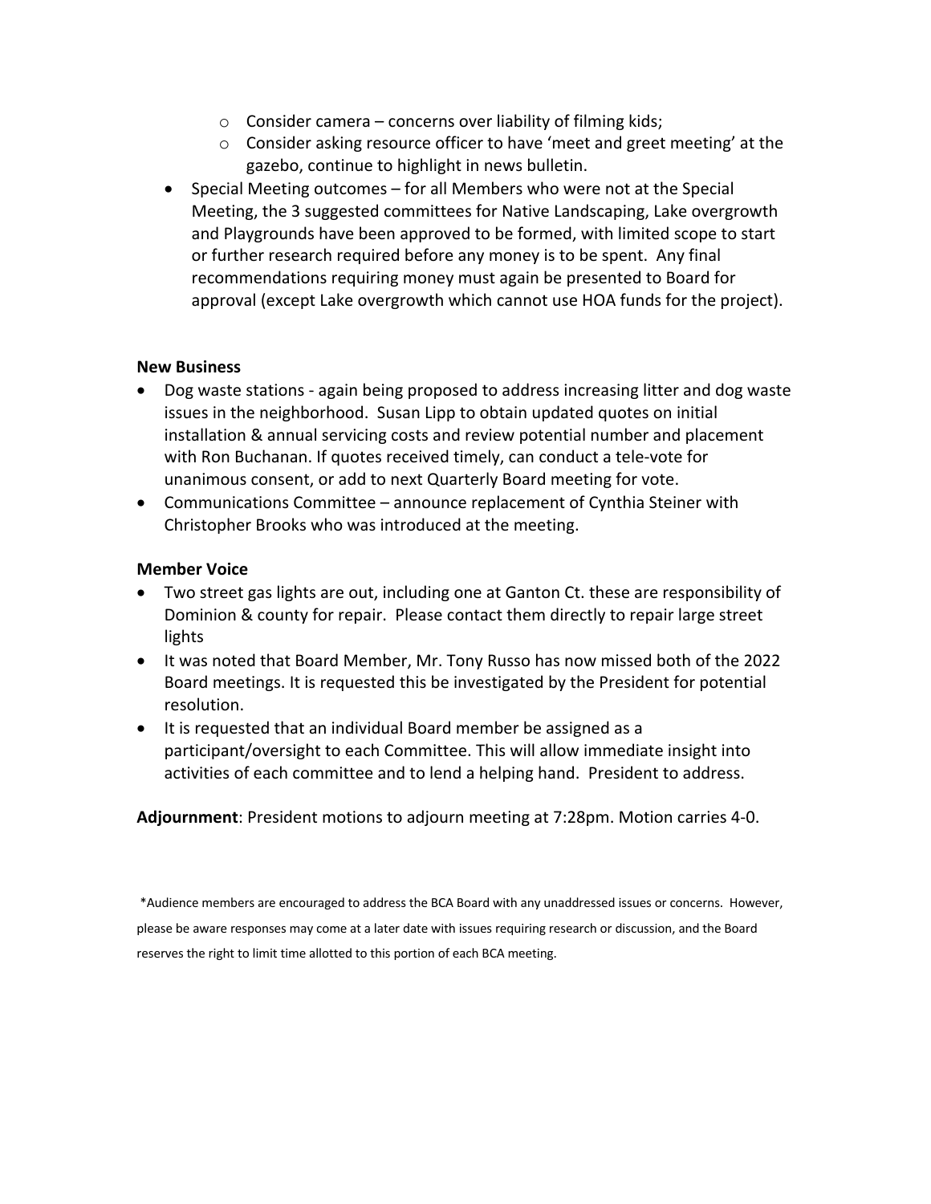- Consider camera – concerns over liability of filming kids;
  - Consider asking resource officer to have 'meet and greet meeting' at the gazebo, continue to highlight in news bulletin.
- Special Meeting outcomes – for all Members who were not at the Special Meeting, the 3 suggested committees for Native Landscaping, Lake overgrowth and Playgrounds have been approved to be formed, with limited scope to start or further research required before any money is to be spent. Any final recommendations requiring money must again be presented to Board for approval (except Lake overgrowth which cannot use HOA funds for the project).

**New Business**

- Dog waste stations - again being proposed to address increasing litter and dog waste issues in the neighborhood. Susan Lipp to obtain updated quotes on initial installation & annual servicing costs and review potential number and placement with Ron Buchanan. If quotes received timely, can conduct a tele-vote for unanimous consent, or add to next Quarterly Board meeting for vote.
- Communications Committee – announce replacement of Cynthia Steiner with Christopher Brooks who was introduced at the meeting.

**Member Voice**

- Two street gas lights are out, including one at Ganton Ct. these are responsibility of Dominion & county for repair. Please contact them directly to repair large street lights
- It was noted that Board Member, Mr. Tony Russo has now missed both of the 2022 Board meetings. It is requested this be investigated by the President for potential resolution.
- It is requested that an individual Board member be assigned as a participant/oversight to each Committee. This will allow immediate insight into activities of each committee and to lend a helping hand. President to address.

**Adjournment**: President motions to adjourn meeting at 7:28pm. Motion carries 4-0.

*Audience members are encouraged to address the BCA Board with any unaddressed issues or concerns. However, please be aware responses may come at a later date with issues requiring research or discussion, and the Board reserves the right to limit time allotted to this portion of each BCA meeting.